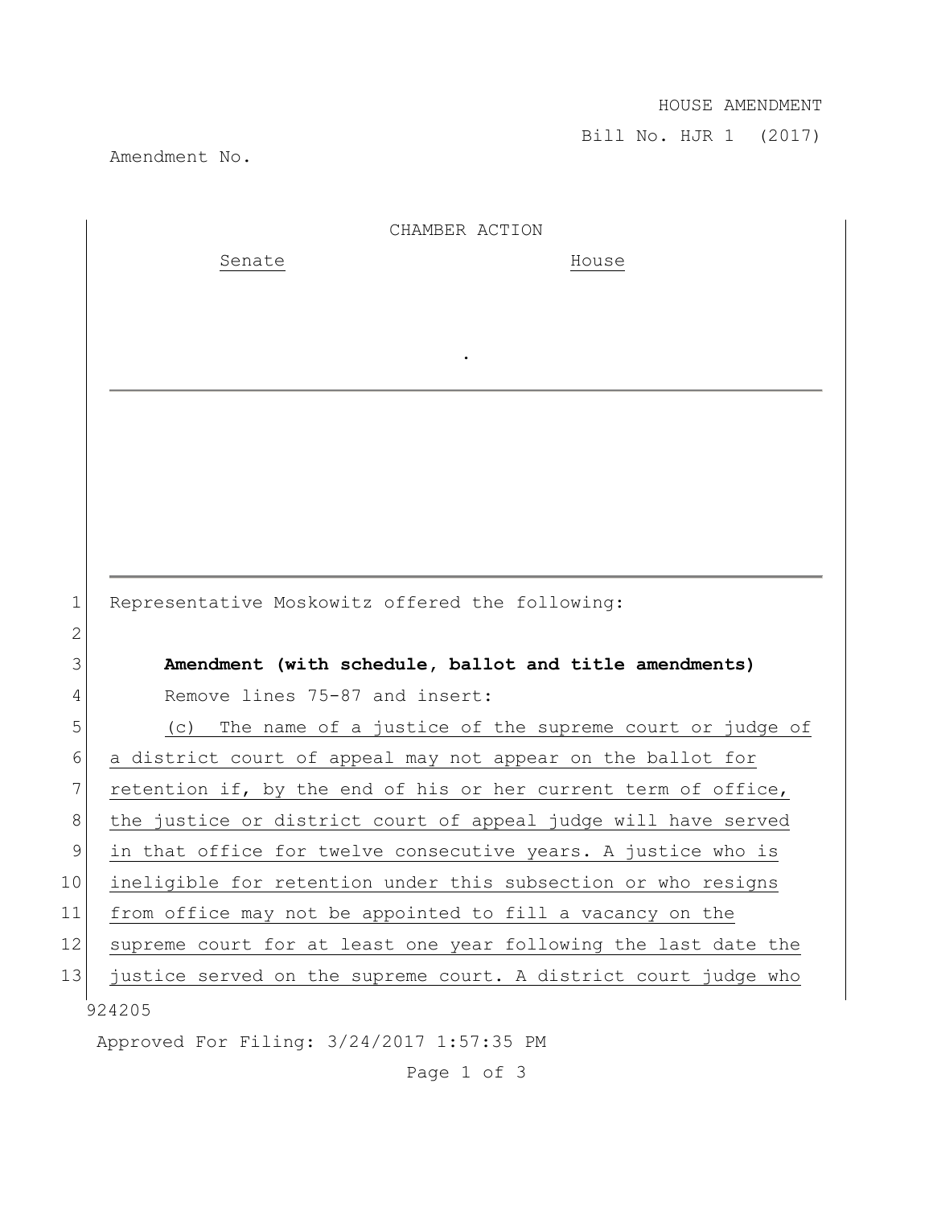HOUSE AMENDMENT

Bill No. HJR 1 (2017)

Amendment No.

CHAMBER ACTION

Senate House

.

Representative Moskowitz offered the following:

**Amendment (with schedule, ballot and title amendments)**

Remove lines 75-87 and insert:

(c) The name of a justice of the supreme court or judge of a district court of appeal may not appear on the ballot for retention if, by the end of his or her current term of office, the justice or district court of appeal judge will have served in that office for twelve consecutive years. A justice who is ineligible for retention under this subsection or who resigns from office may not be appointed to fill a vacancy on the supreme court for at least one year following the last date the justice served on the supreme court. A district court judge who

924205

Approved For Filing: 3/24/2017 1:57:35 PM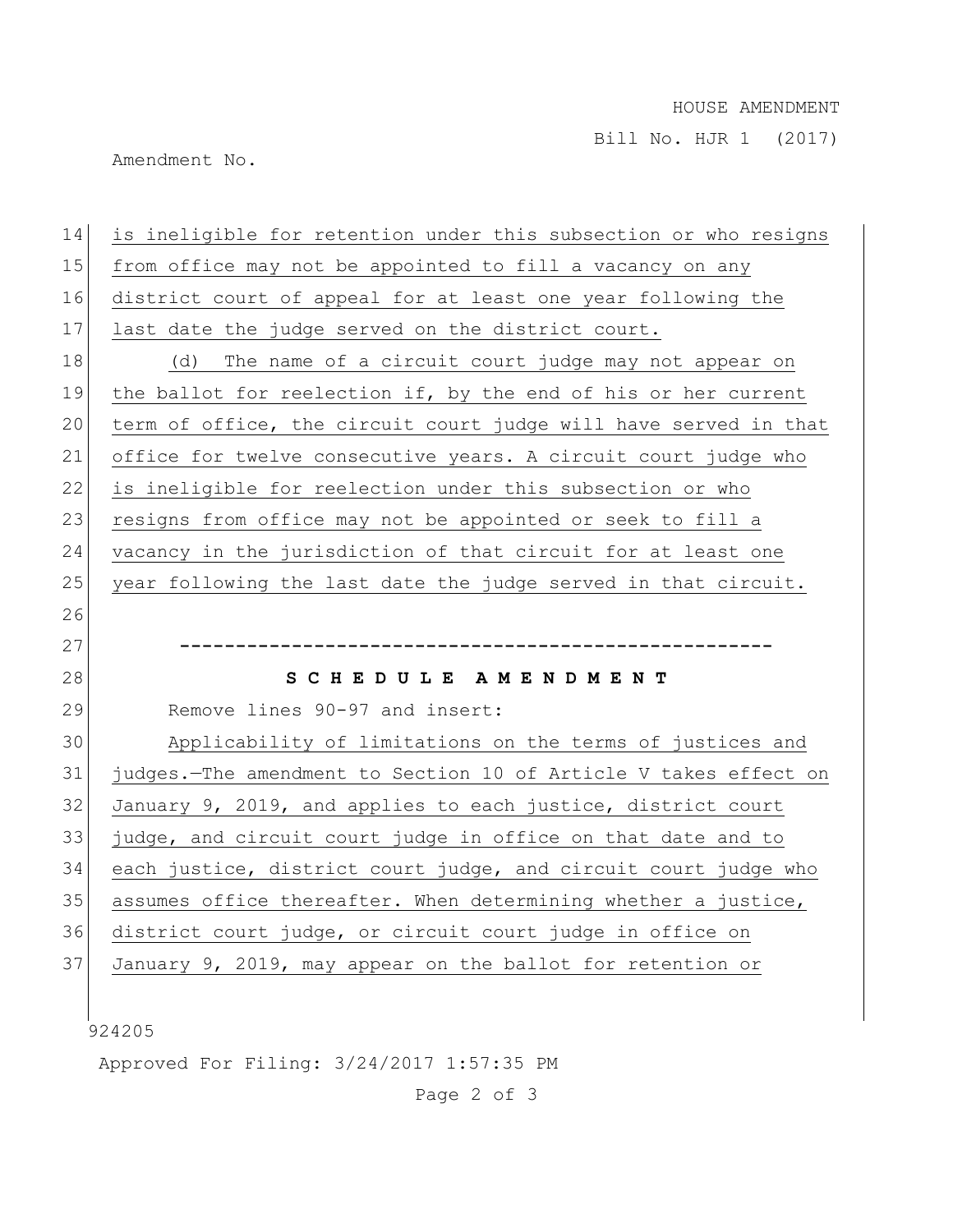is ineligible for retention under this subsection or who resigns from office may not be appointed to fill a vacancy on any district court of appeal for at least one year following the last date the judge served on the district court.

(d) The name of a circuit court judge may not appear on the ballot for reelection if, by the end of his or her current term of office, the circuit court judge will have served in that office for twelve consecutive years. A circuit court judge who is ineligible for reelection under this subsection or who resigns from office may not be appointed or seek to fill a vacancy in the jurisdiction of that circuit for at least one year following the last date the judge served in that circuit.

-----------------------------------------------------

**S C H E D U L E   A M E N D M E N T**

Remove lines 90-97 and insert:

Applicability of limitations on the terms of justices and judges.—The amendment to Section 10 of Article V takes effect on January 9, 2019, and applies to each justice, district court judge, and circuit court judge in office on that date and to each justice, district court judge, and circuit court judge who assumes office thereafter. When determining whether a justice, district court judge, or circuit court judge in office on January 9, 2019, may appear on the ballot for retention or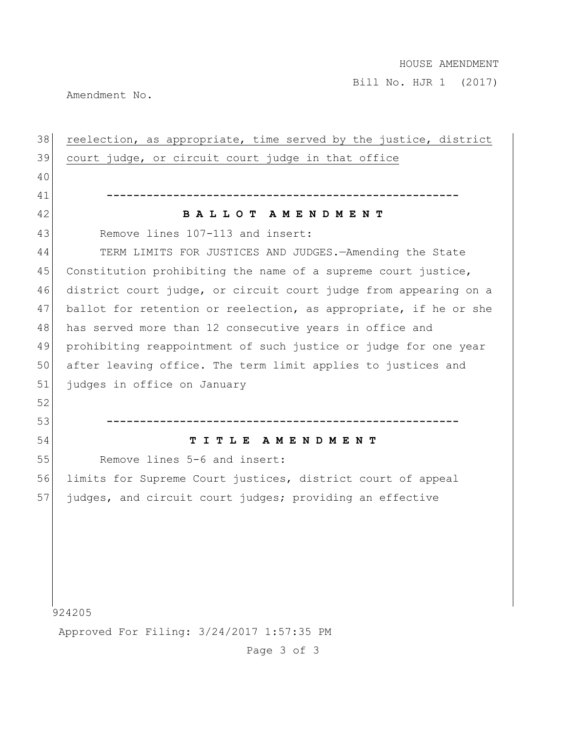reelection, as appropriate, time served by the justice, district court judge, or circuit court judge in that office

-----------------------------------------------------

**B A L L O T   A M E N D M E N T**

Remove lines 107-113 and insert:

TERM LIMITS FOR JUSTICES AND JUDGES.—Amending the State Constitution prohibiting the name of a supreme court justice, district court judge, or circuit court judge from appearing on a ballot for retention or reelection, as appropriate, if he or she has served more than 12 consecutive years in office and prohibiting reappointment of such justice or judge for one year after leaving office. The term limit applies to justices and judges in office on January

-----------------------------------------------------

**T I T L E   A M E N D M E N T**

Remove lines 5-6 and insert:

limits for Supreme Court justices, district court of appeal judges, and circuit court judges; providing an effective

924205

Approved For Filing: 3/24/2017 1:57:35 PM